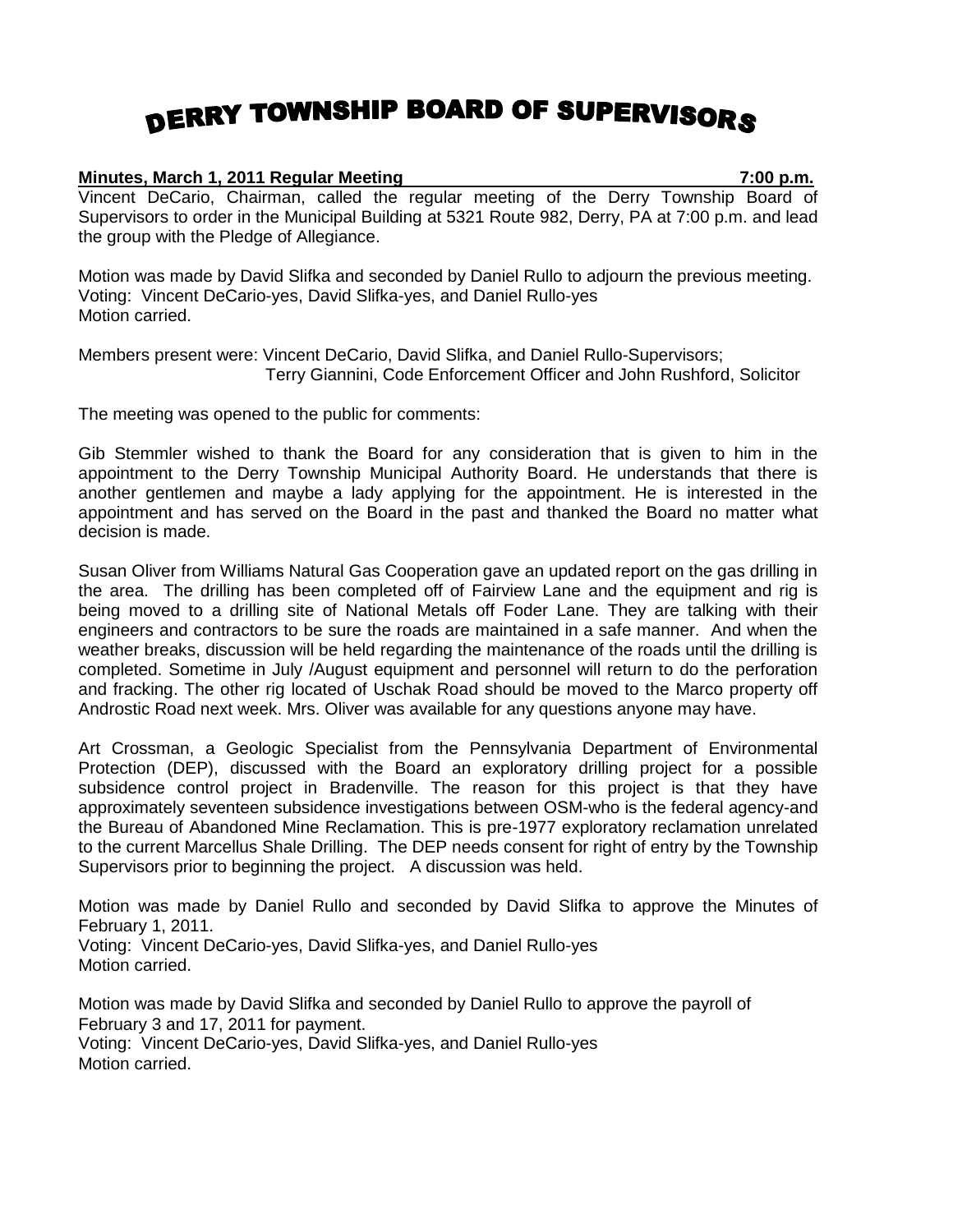# DERRY TOWNSHIP BOARD OF SUPERVISORS

**Minutes, March 1, 2011 Regular Meeting 7:00 p.m.**

Vincent DeCario, Chairman, called the regular meeting of the Derry Township Board of Supervisors to order in the Municipal Building at 5321 Route 982, Derry, PA at 7:00 p.m. and lead the group with the Pledge of Allegiance.

Motion was made by David Slifka and seconded by Daniel Rullo to adjourn the previous meeting.
Voting: Vincent DeCario-yes, David Slifka-yes, and Daniel Rullo-yes
Motion carried.

Members present were: Vincent DeCario, David Slifka, and Daniel Rullo-Supervisors;
Terry Giannini, Code Enforcement Officer and John Rushford, Solicitor

The meeting was opened to the public for comments:

Gib Stemmler wished to thank the Board for any consideration that is given to him in the appointment to the Derry Township Municipal Authority Board. He understands that there is another gentlemen and maybe a lady applying for the appointment. He is interested in the appointment and has served on the Board in the past and thanked the Board no matter what decision is made.

Susan Oliver from Williams Natural Gas Cooperation gave an updated report on the gas drilling in the area. The drilling has been completed off of Fairview Lane and the equipment and rig is being moved to a drilling site of National Metals off Foder Lane. They are talking with their engineers and contractors to be sure the roads are maintained in a safe manner. And when the weather breaks, discussion will be held regarding the maintenance of the roads until the drilling is completed. Sometime in July /August equipment and personnel will return to do the perforation and fracking. The other rig located of Uschak Road should be moved to the Marco property off Androstic Road next week. Mrs. Oliver was available for any questions anyone may have.

Art Crossman, a Geologic Specialist from the Pennsylvania Department of Environmental Protection (DEP), discussed with the Board an exploratory drilling project for a possible subsidence control project in Bradenville. The reason for this project is that they have approximately seventeen subsidence investigations between OSM-who is the federal agency-and the Bureau of Abandoned Mine Reclamation. This is pre-1977 exploratory reclamation unrelated to the current Marcellus Shale Drilling. The DEP needs consent for right of entry by the Township Supervisors prior to beginning the project. A discussion was held.

Motion was made by Daniel Rullo and seconded by David Slifka to approve the Minutes of February 1, 2011.
Voting: Vincent DeCario-yes, David Slifka-yes, and Daniel Rullo-yes
Motion carried.

Motion was made by David Slifka and seconded by Daniel Rullo to approve the payroll of February 3 and 17, 2011 for payment.
Voting: Vincent DeCario-yes, David Slifka-yes, and Daniel Rullo-yes
Motion carried.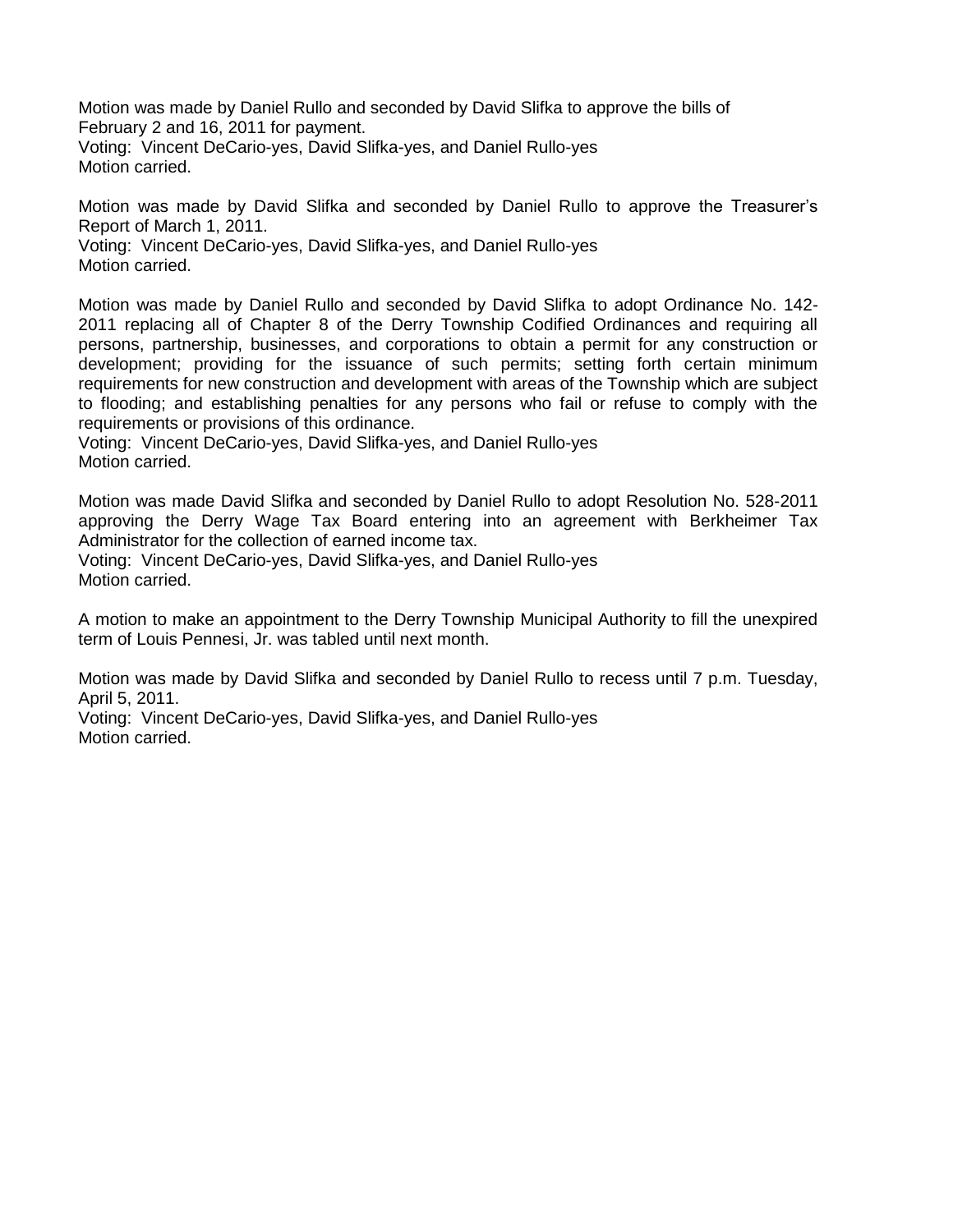Motion was made by Daniel Rullo and seconded by David Slifka to approve the bills of February 2 and 16, 2011 for payment.
Voting: Vincent DeCario-yes, David Slifka-yes, and Daniel Rullo-yes
Motion carried.

Motion was made by David Slifka and seconded by Daniel Rullo to approve the Treasurer's Report of March 1, 2011.
Voting: Vincent DeCario-yes, David Slifka-yes, and Daniel Rullo-yes
Motion carried.

Motion was made by Daniel Rullo and seconded by David Slifka to adopt Ordinance No. 142-2011 replacing all of Chapter 8 of the Derry Township Codified Ordinances and requiring all persons, partnership, businesses, and corporations to obtain a permit for any construction or development; providing for the issuance of such permits; setting forth certain minimum requirements for new construction and development with areas of the Township which are subject to flooding; and establishing penalties for any persons who fail or refuse to comply with the requirements or provisions of this ordinance.
Voting: Vincent DeCario-yes, David Slifka-yes, and Daniel Rullo-yes
Motion carried.

Motion was made David Slifka and seconded by Daniel Rullo to adopt Resolution No. 528-2011 approving the Derry Wage Tax Board entering into an agreement with Berkheimer Tax Administrator for the collection of earned income tax.
Voting: Vincent DeCario-yes, David Slifka-yes, and Daniel Rullo-yes
Motion carried.

A motion to make an appointment to the Derry Township Municipal Authority to fill the unexpired term of Louis Pennesi, Jr. was tabled until next month.

Motion was made by David Slifka and seconded by Daniel Rullo to recess until 7 p.m. Tuesday, April 5, 2011.
Voting: Vincent DeCario-yes, David Slifka-yes, and Daniel Rullo-yes
Motion carried.